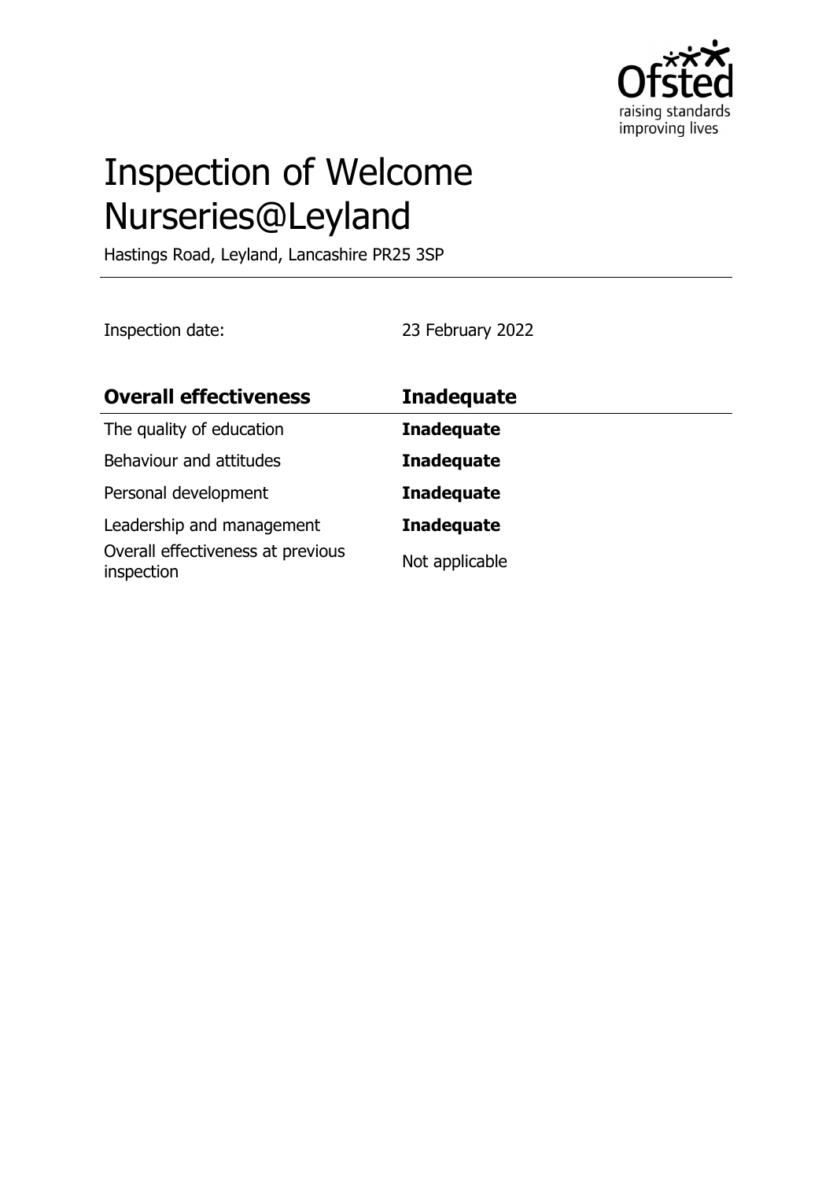# Inspection of Welcome Nurseries@Leyland

Hastings Road, Leyland, Lancashire PR25 3SP

Inspection date: 23 February 2022

| **Overall effectiveness** | **Inadequate** |
|---|---|
| The quality of education | **Inadequate** |
| Behaviour and attitudes | **Inadequate** |
| Personal development | **Inadequate** |
| Leadership and management | **Inadequate** |
| Overall effectiveness at previous inspection | Not applicable |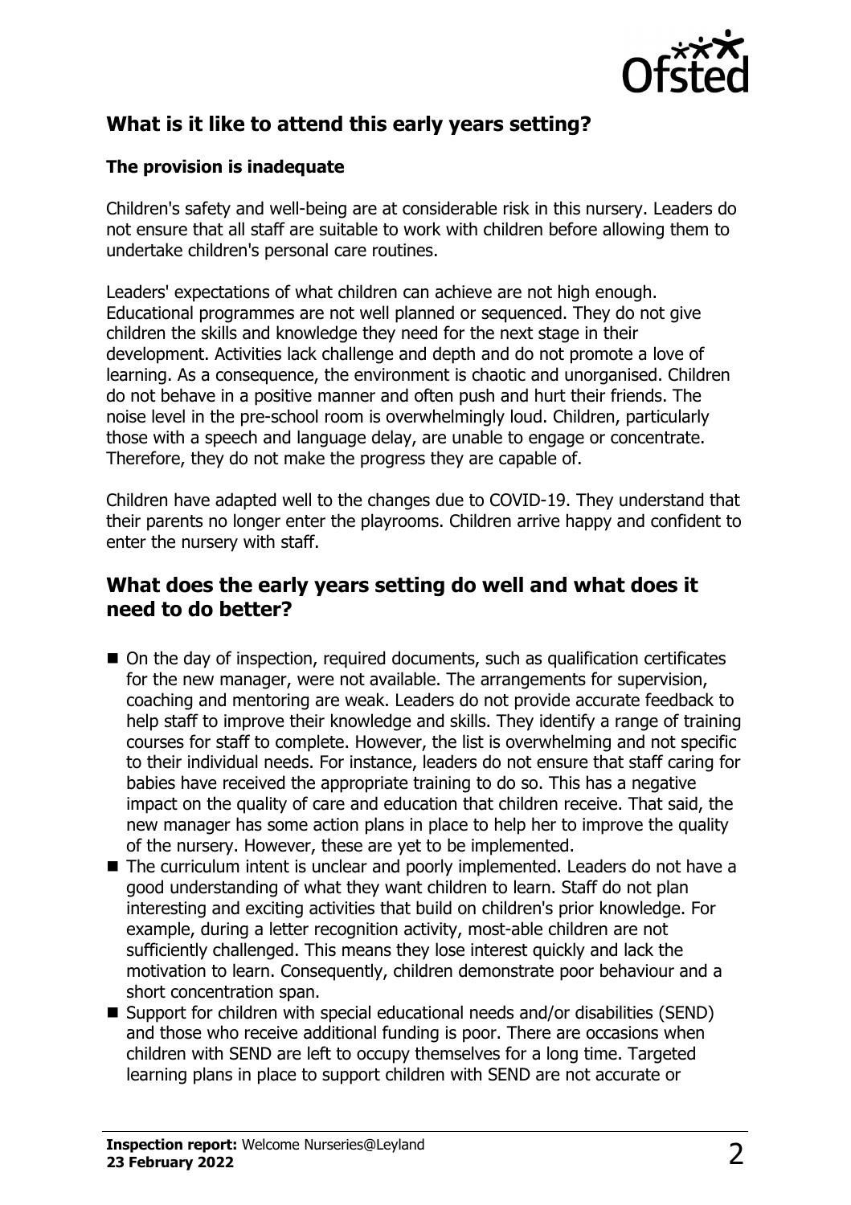## What is it like to attend this early years setting?

### The provision is inadequate

Children's safety and well-being are at considerable risk in this nursery. Leaders do not ensure that all staff are suitable to work with children before allowing them to undertake children's personal care routines.

Leaders' expectations of what children can achieve are not high enough. Educational programmes are not well planned or sequenced. They do not give children the skills and knowledge they need for the next stage in their development. Activities lack challenge and depth and do not promote a love of learning. As a consequence, the environment is chaotic and unorganised. Children do not behave in a positive manner and often push and hurt their friends. The noise level in the pre-school room is overwhelmingly loud. Children, particularly those with a speech and language delay, are unable to engage or concentrate. Therefore, they do not make the progress they are capable of.

Children have adapted well to the changes due to COVID-19. They understand that their parents no longer enter the playrooms. Children arrive happy and confident to enter the nursery with staff.

## What does the early years setting do well and what does it need to do better?

- On the day of inspection, required documents, such as qualification certificates for the new manager, were not available. The arrangements for supervision, coaching and mentoring are weak. Leaders do not provide accurate feedback to help staff to improve their knowledge and skills. They identify a range of training courses for staff to complete. However, the list is overwhelming and not specific to their individual needs. For instance, leaders do not ensure that staff caring for babies have received the appropriate training to do so. This has a negative impact on the quality of care and education that children receive. That said, the new manager has some action plans in place to help her to improve the quality of the nursery. However, these are yet to be implemented.
- The curriculum intent is unclear and poorly implemented. Leaders do not have a good understanding of what they want children to learn. Staff do not plan interesting and exciting activities that build on children's prior knowledge. For example, during a letter recognition activity, most-able children are not sufficiently challenged. This means they lose interest quickly and lack the motivation to learn. Consequently, children demonstrate poor behaviour and a short concentration span.
- Support for children with special educational needs and/or disabilities (SEND) and those who receive additional funding is poor. There are occasions when children with SEND are left to occupy themselves for a long time. Targeted learning plans in place to support children with SEND are not accurate or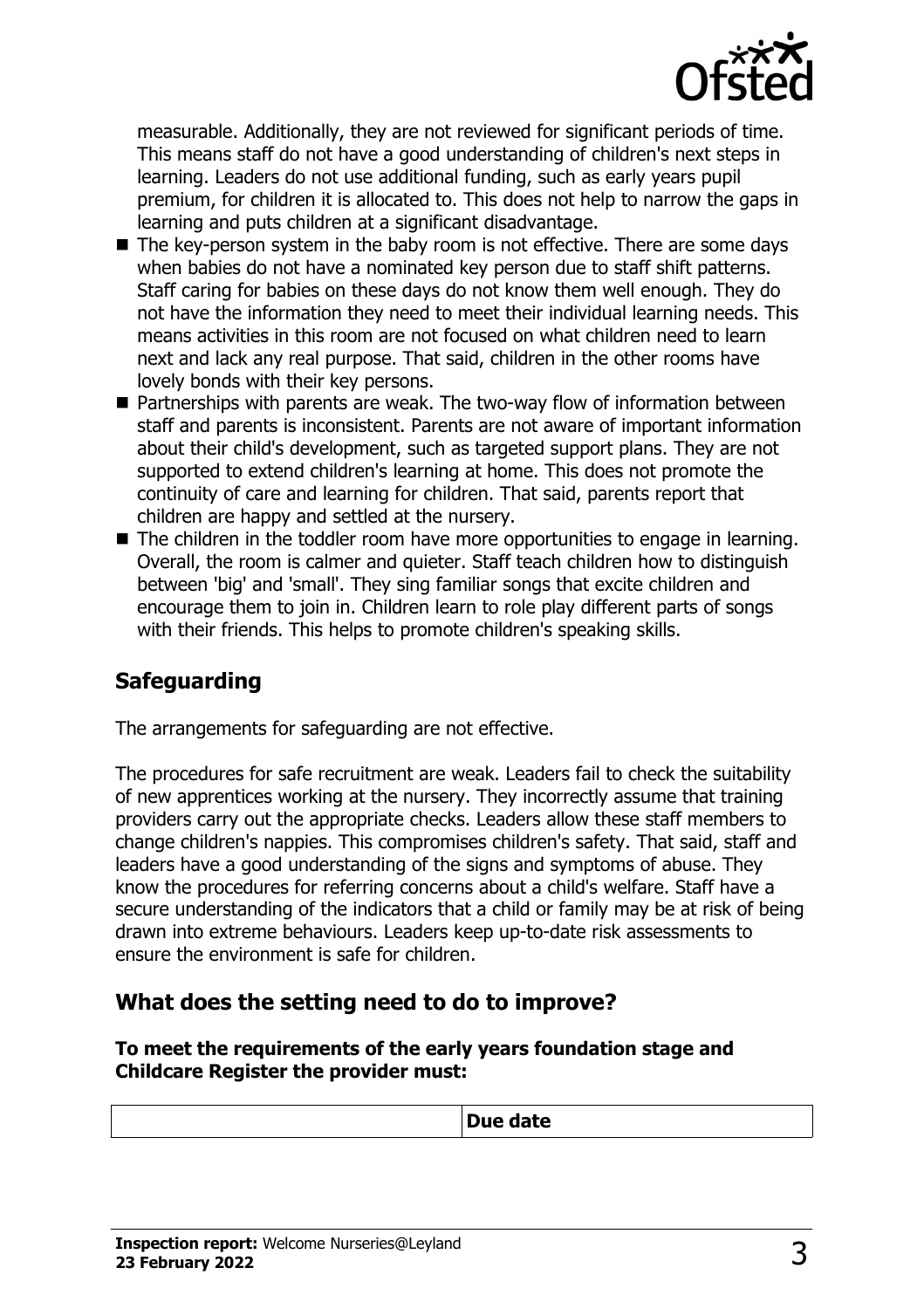measurable. Additionally, they are not reviewed for significant periods of time. This means staff do not have a good understanding of children's next steps in learning. Leaders do not use additional funding, such as early years pupil premium, for children it is allocated to. This does not help to narrow the gaps in learning and puts children at a significant disadvantage.

- The key-person system in the baby room is not effective. There are some days when babies do not have a nominated key person due to staff shift patterns. Staff caring for babies on these days do not know them well enough. They do not have the information they need to meet their individual learning needs. This means activities in this room are not focused on what children need to learn next and lack any real purpose. That said, children in the other rooms have lovely bonds with their key persons.
- Partnerships with parents are weak. The two-way flow of information between staff and parents is inconsistent. Parents are not aware of important information about their child's development, such as targeted support plans. They are not supported to extend children's learning at home. This does not promote the continuity of care and learning for children. That said, parents report that children are happy and settled at the nursery.
- The children in the toddler room have more opportunities to engage in learning. Overall, the room is calmer and quieter. Staff teach children how to distinguish between 'big' and 'small'. They sing familiar songs that excite children and encourage them to join in. Children learn to role play different parts of songs with their friends. This helps to promote children's speaking skills.

## Safeguarding

The arrangements for safeguarding are not effective.

The procedures for safe recruitment are weak. Leaders fail to check the suitability of new apprentices working at the nursery. They incorrectly assume that training providers carry out the appropriate checks. Leaders allow these staff members to change children's nappies. This compromises children's safety. That said, staff and leaders have a good understanding of the signs and symptoms of abuse. They know the procedures for referring concerns about a child's welfare. Staff have a secure understanding of the indicators that a child or family may be at risk of being drawn into extreme behaviours. Leaders keep up-to-date risk assessments to ensure the environment is safe for children.

## What does the setting need to do to improve?

**To meet the requirements of the early years foundation stage and Childcare Register the provider must:**

| | Due date |
|---|---|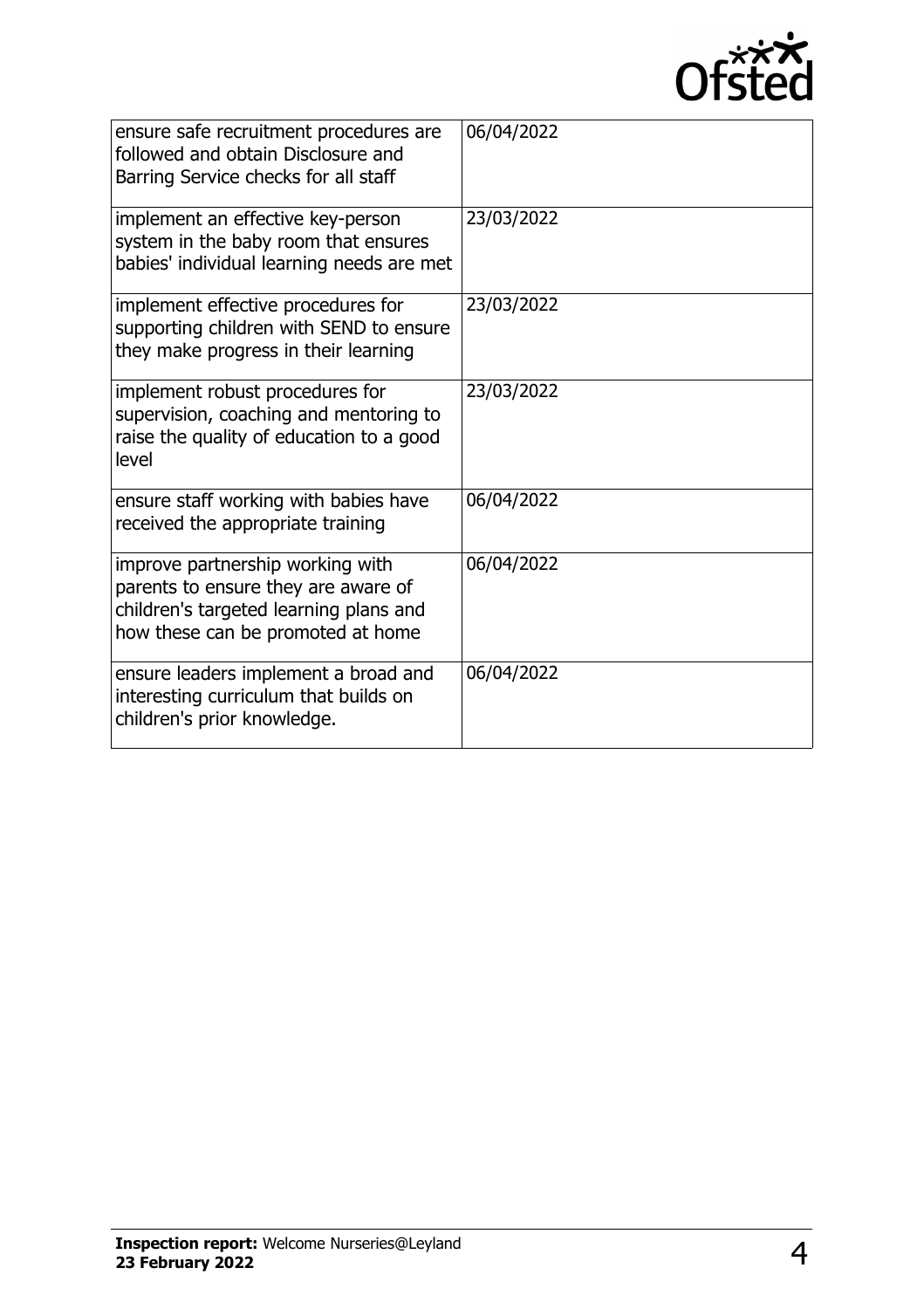| | |
|---|---|
| ensure safe recruitment procedures are followed and obtain Disclosure and Barring Service checks for all staff | 06/04/2022 |
| implement an effective key-person system in the baby room that ensures babies' individual learning needs are met | 23/03/2022 |
| implement effective procedures for supporting children with SEND to ensure they make progress in their learning | 23/03/2022 |
| implement robust procedures for supervision, coaching and mentoring to raise the quality of education to a good level | 23/03/2022 |
| ensure staff working with babies have received the appropriate training | 06/04/2022 |
| improve partnership working with parents to ensure they are aware of children's targeted learning plans and how these can be promoted at home | 06/04/2022 |
| ensure leaders implement a broad and interesting curriculum that builds on children's prior knowledge. | 06/04/2022 |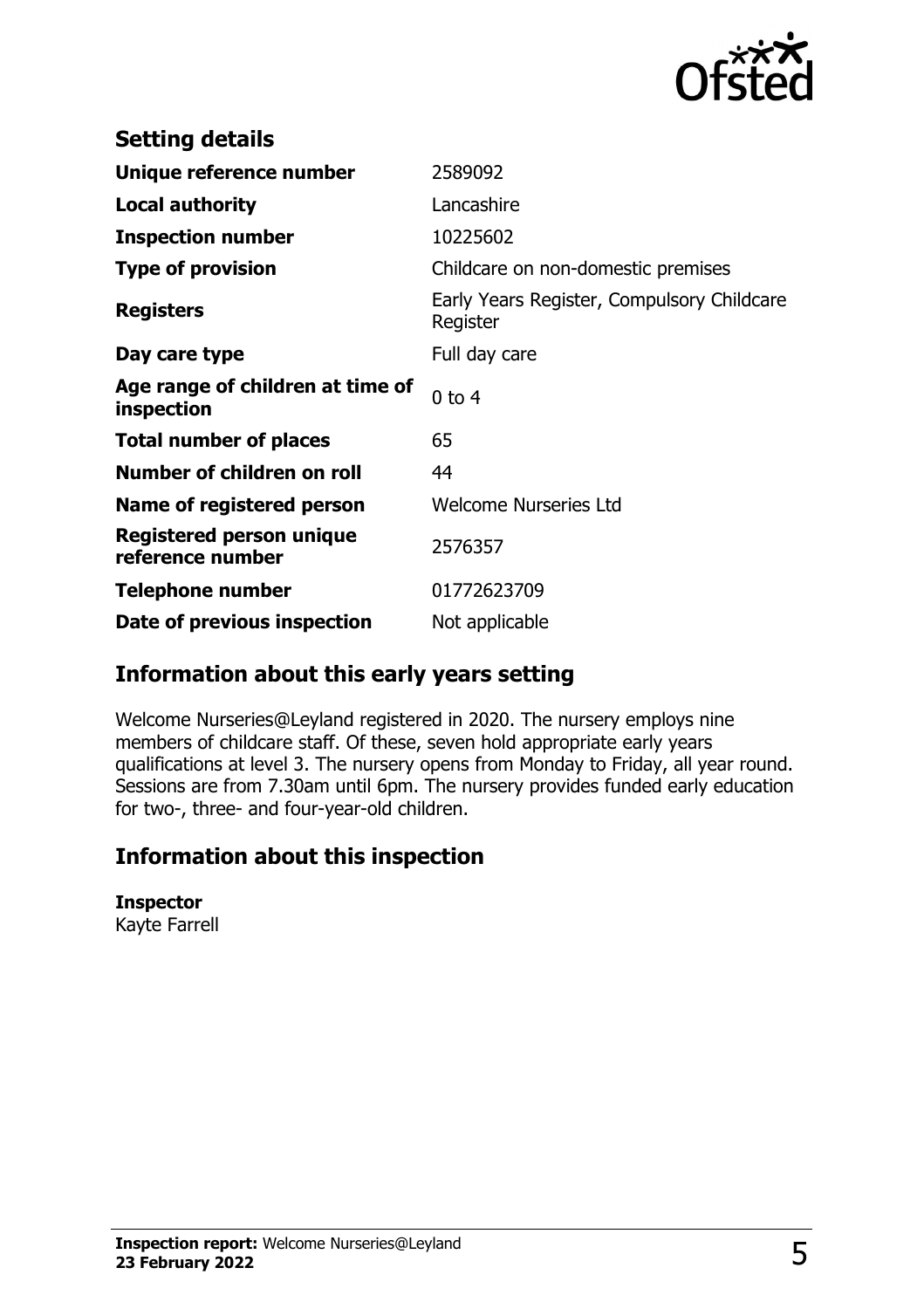## Setting details

| | |
|---|---|
| **Unique reference number** | 2589092 |
| **Local authority** | Lancashire |
| **Inspection number** | 10225602 |
| **Type of provision** | Childcare on non-domestic premises |
| **Registers** | Early Years Register, Compulsory Childcare Register |
| **Day care type** | Full day care |
| **Age range of children at time of inspection** | 0 to 4 |
| **Total number of places** | 65 |
| **Number of children on roll** | 44 |
| **Name of registered person** | Welcome Nurseries Ltd |
| **Registered person unique reference number** | 2576357 |
| **Telephone number** | 01772623709 |
| **Date of previous inspection** | Not applicable |

## Information about this early years setting

Welcome Nurseries@Leyland registered in 2020. The nursery employs nine members of childcare staff. Of these, seven hold appropriate early years qualifications at level 3. The nursery opens from Monday to Friday, all year round. Sessions are from 7.30am until 6pm. The nursery provides funded early education for two-, three- and four-year-old children.

## Information about this inspection

**Inspector**
Kayte Farrell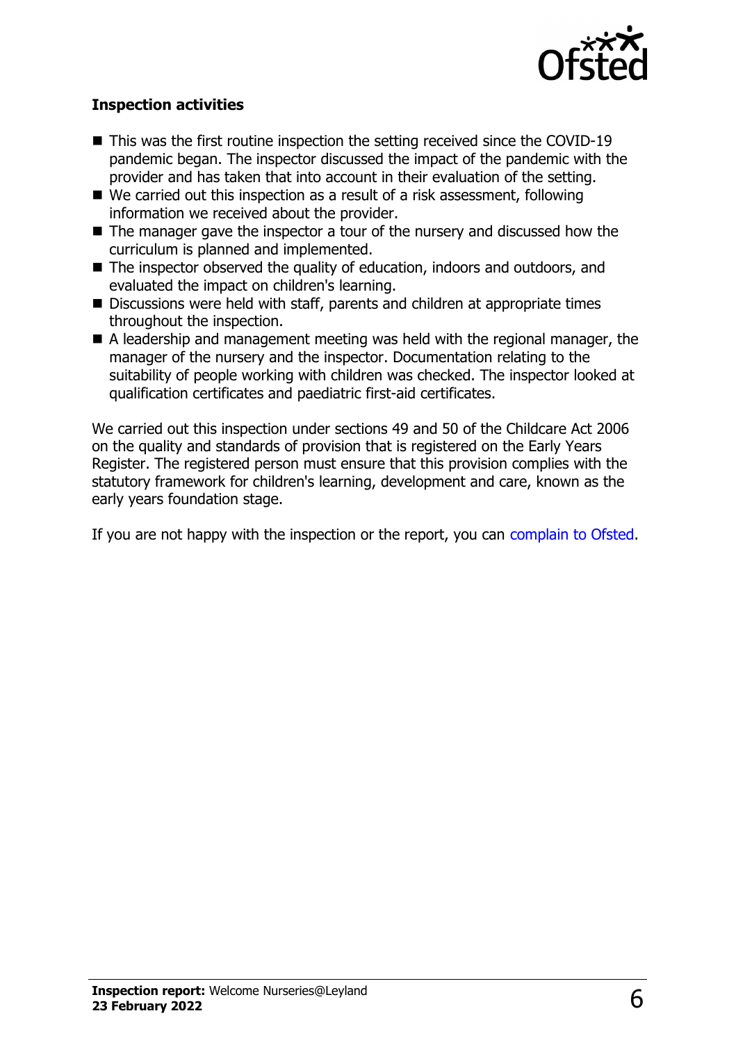### Inspection activities

- This was the first routine inspection the setting received since the COVID-19 pandemic began. The inspector discussed the impact of the pandemic with the provider and has taken that into account in their evaluation of the setting.
- We carried out this inspection as a result of a risk assessment, following information we received about the provider.
- The manager gave the inspector a tour of the nursery and discussed how the curriculum is planned and implemented.
- The inspector observed the quality of education, indoors and outdoors, and evaluated the impact on children's learning.
- Discussions were held with staff, parents and children at appropriate times throughout the inspection.
- A leadership and management meeting was held with the regional manager, the manager of the nursery and the inspector. Documentation relating to the suitability of people working with children was checked. The inspector looked at qualification certificates and paediatric first-aid certificates.

We carried out this inspection under sections 49 and 50 of the Childcare Act 2006 on the quality and standards of provision that is registered on the Early Years Register. The registered person must ensure that this provision complies with the statutory framework for children's learning, development and care, known as the early years foundation stage.

If you are not happy with the inspection or the report, you can complain to Ofsted.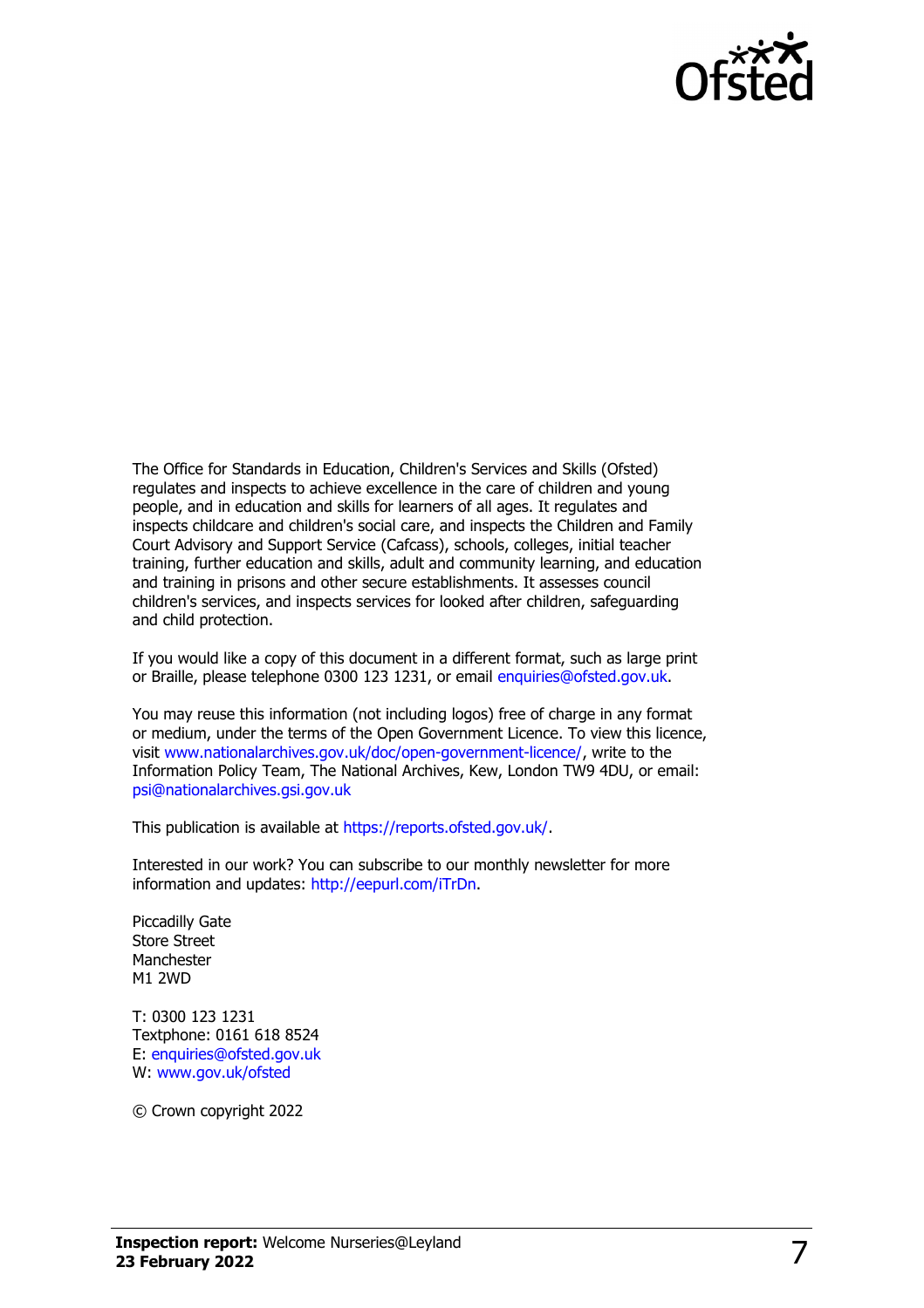The Office for Standards in Education, Children's Services and Skills (Ofsted) regulates and inspects to achieve excellence in the care of children and young people, and in education and skills for learners of all ages. It regulates and inspects childcare and children's social care, and inspects the Children and Family Court Advisory and Support Service (Cafcass), schools, colleges, initial teacher training, further education and skills, adult and community learning, and education and training in prisons and other secure establishments. It assesses council children's services, and inspects services for looked after children, safeguarding and child protection.

If you would like a copy of this document in a different format, such as large print or Braille, please telephone 0300 123 1231, or email enquiries@ofsted.gov.uk.

You may reuse this information (not including logos) free of charge in any format or medium, under the terms of the Open Government Licence. To view this licence, visit www.nationalarchives.gov.uk/doc/open-government-licence/, write to the Information Policy Team, The National Archives, Kew, London TW9 4DU, or email: psi@nationalarchives.gsi.gov.uk

This publication is available at https://reports.ofsted.gov.uk/.

Interested in our work? You can subscribe to our monthly newsletter for more information and updates: http://eepurl.com/iTrDn.

Piccadilly Gate
Store Street
Manchester
M1 2WD

T: 0300 123 1231
Textphone: 0161 618 8524
E: enquiries@ofsted.gov.uk
W: www.gov.uk/ofsted

© Crown copyright 2022